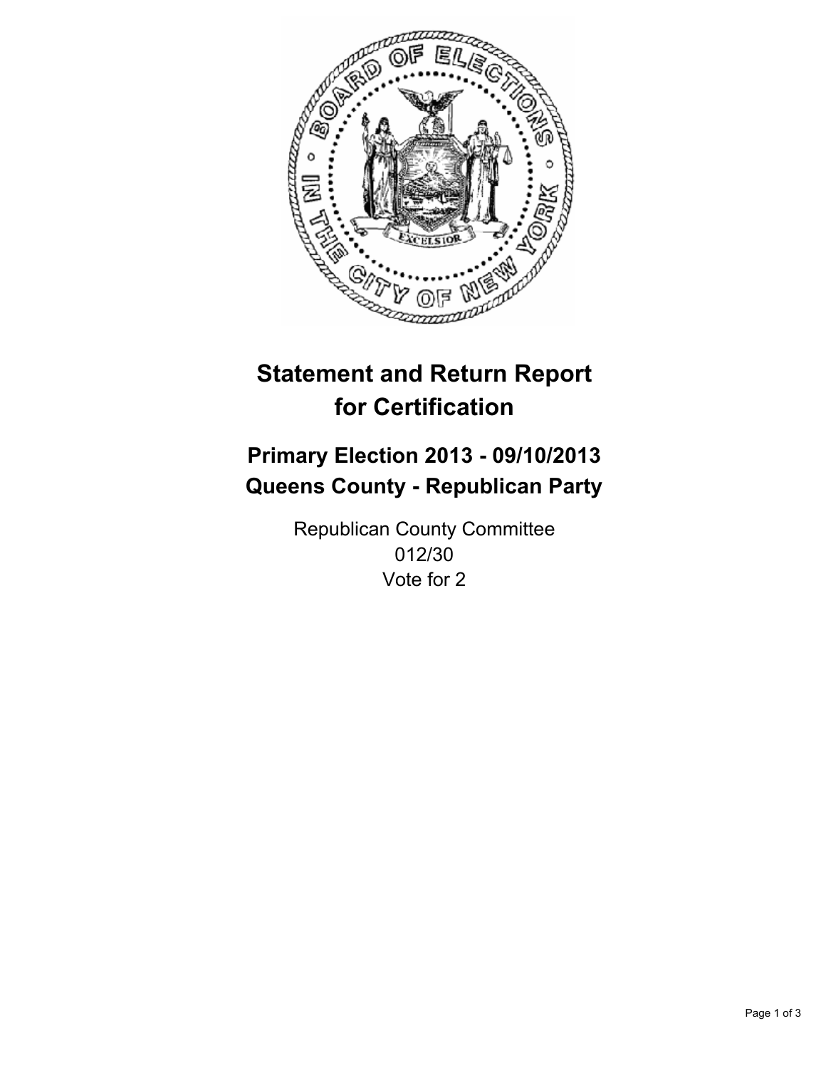# Statement and Return Report for Certification

## Primary Election 2013 - 09/10/2013
## Queens County - Republican Party

Republican County Committee
012/30
Vote for 2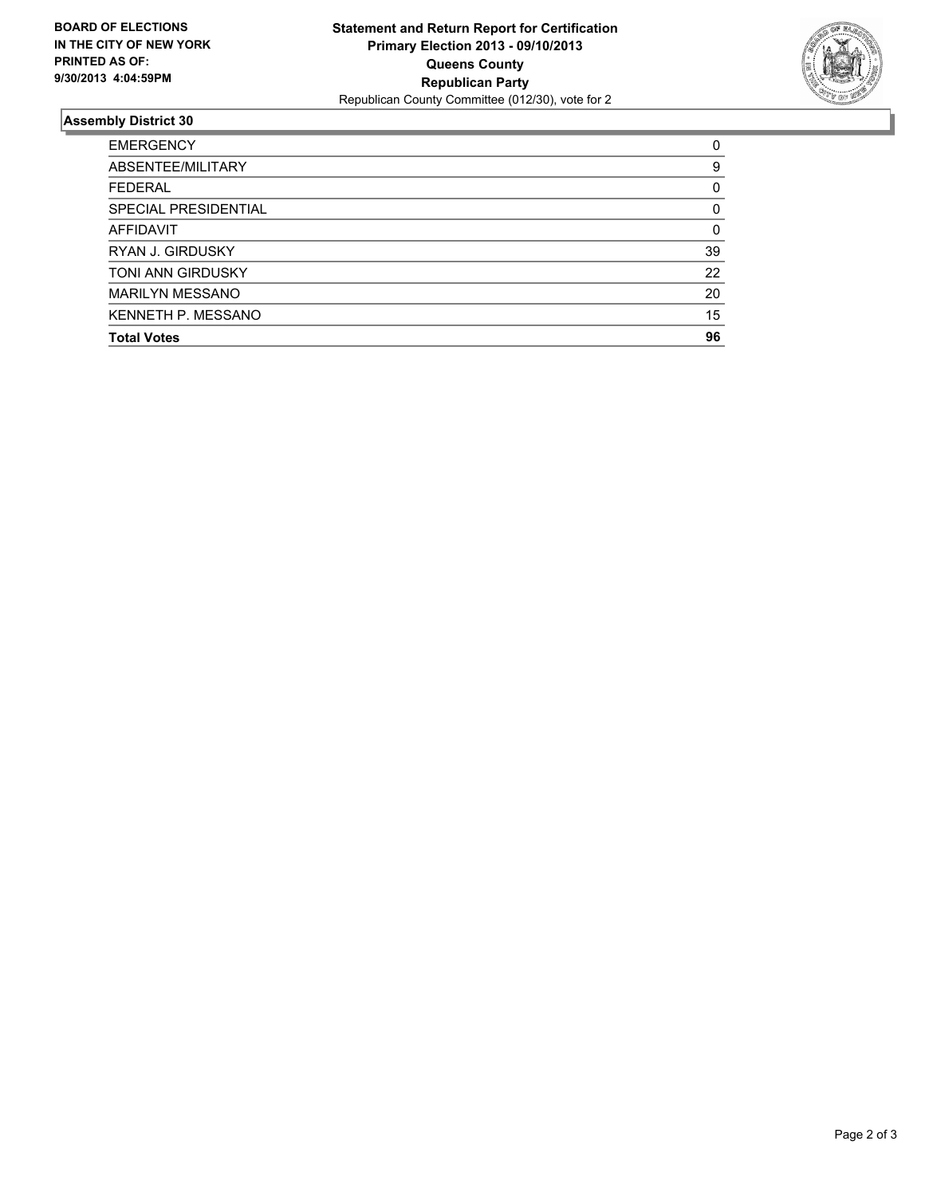**BOARD OF ELECTIONS IN THE CITY OF NEW YORK PRINTED AS OF: 9/30/2013 4:04:59PM**

**Statement and Return Report for Certification**
**Primary Election 2013 - 09/10/2013**
**Queens County**
**Republican Party**
Republican County Committee (012/30), vote for 2

## Assembly District 30

| | |
|---|---|
| EMERGENCY | 0 |
| ABSENTEE/MILITARY | 9 |
| FEDERAL | 0 |
| SPECIAL PRESIDENTIAL | 0 |
| AFFIDAVIT | 0 |
| RYAN J. GIRDUSKY | 39 |
| TONI ANN GIRDUSKY | 22 |
| MARILYN MESSANO | 20 |
| KENNETH P. MESSANO | 15 |
| **Total Votes** | **96** |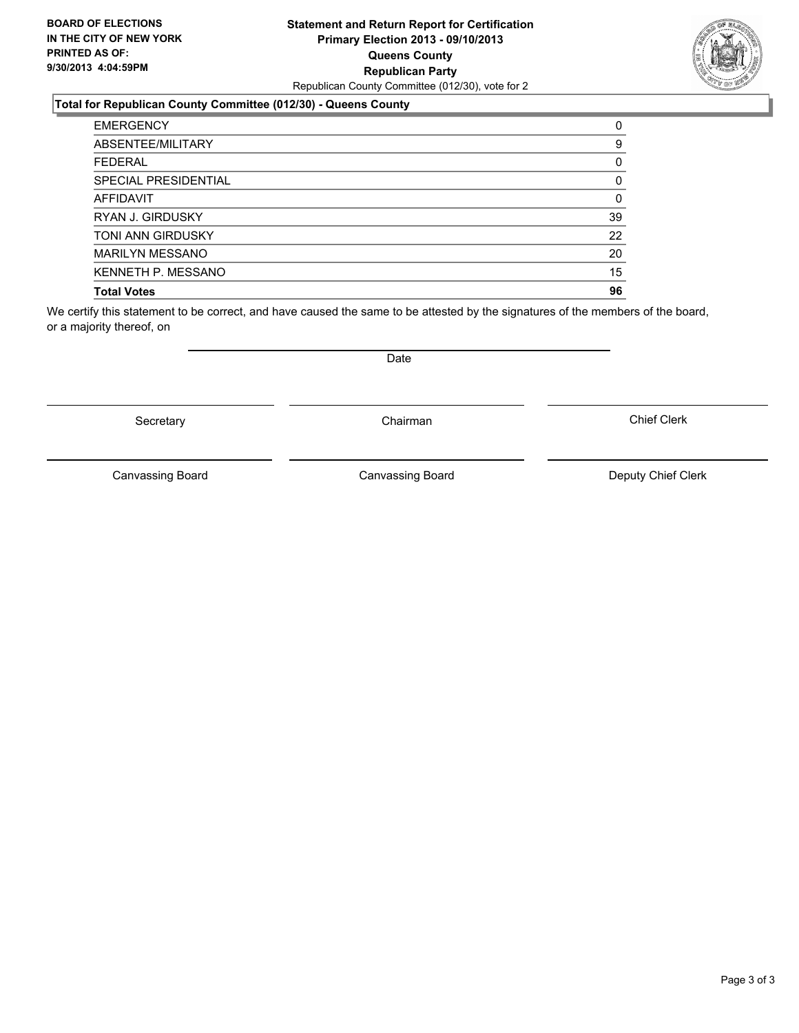**BOARD OF ELECTIONS IN THE CITY OF NEW YORK PRINTED AS OF: 9/30/2013 4:04:59PM**

**Statement and Return Report for Certification**
**Primary Election 2013 - 09/10/2013**
**Queens County**
**Republican Party**
Republican County Committee (012/30), vote for 2

**Total for Republican County Committee (012/30) - Queens County**

| | |
|---|---|
| EMERGENCY | 0 |
| ABSENTEE/MILITARY | 9 |
| FEDERAL | 0 |
| SPECIAL PRESIDENTIAL | 0 |
| AFFIDAVIT | 0 |
| RYAN J. GIRDUSKY | 39 |
| TONI ANN GIRDUSKY | 22 |
| MARILYN MESSANO | 20 |
| KENNETH P. MESSANO | 15 |
| **Total Votes** | **96** |

We certify this statement to be correct, and have caused the same to be attested by the signatures of the members of the board, or a majority thereof, on

Date

Secretary

Chairman

Chief Clerk

Canvassing Board

Canvassing Board

Deputy Chief Clerk